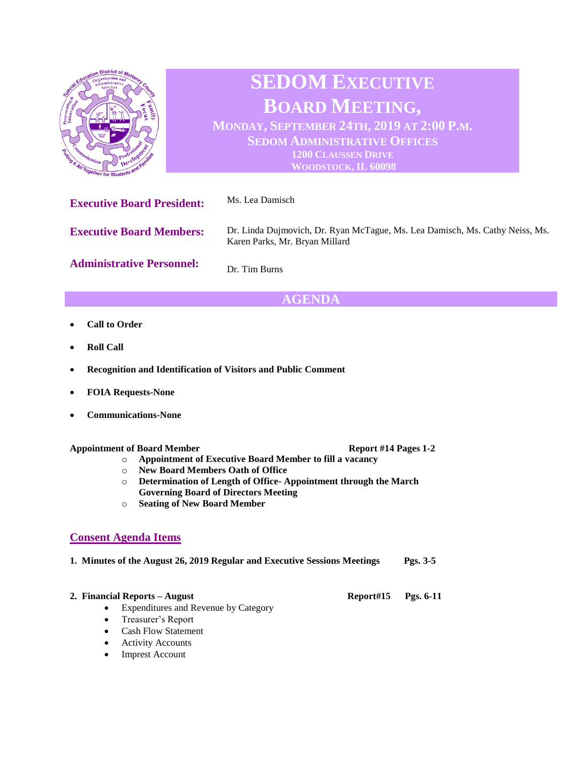# SEDOM EXECUTIVE BOARD MEETING,

**MONDAY, SEPTEMBER 24TH, 2019 AT 2:00 P.M.**
**SEDOM ADMINISTRATIVE OFFICES**
**1200 CLAUSSEN DRIVE**
**WOODSTOCK, IL 60098**

**Executive Board President:** Ms. Lea Damisch

**Executive Board Members:** Dr. Linda Dujmovich, Dr. Ryan McTague, Ms. Lea Damisch, Ms. Cathy Neiss, Ms. Karen Parks, Mr. Bryan Millard

**Administrative Personnel:** Dr. Tim Burns

## AGENDA

- **Call to Order**
- **Roll Call**
- **Recognition and Identification of Visitors and Public Comment**
- **FOIA Requests-None**
- **Communications-None**

**Appointment of Board Member** **Report #14 Pages 1-2**

- **Appointment of Executive Board Member to fill a vacancy**
- **New Board Members Oath of Office**
- **Determination of Length of Office- Appointment through the March Governing Board of Directors Meeting**
- **Seating of New Board Member**

## Consent Agenda Items

**1. Minutes of the August 26, 2019 Regular and Executive Sessions Meetings** **Pgs. 3-5**

**2. Financial Reports – August** **Report#15** **Pgs. 6-11**

- Expenditures and Revenue by Category
- Treasurer's Report
- Cash Flow Statement
- Activity Accounts
- Imprest Account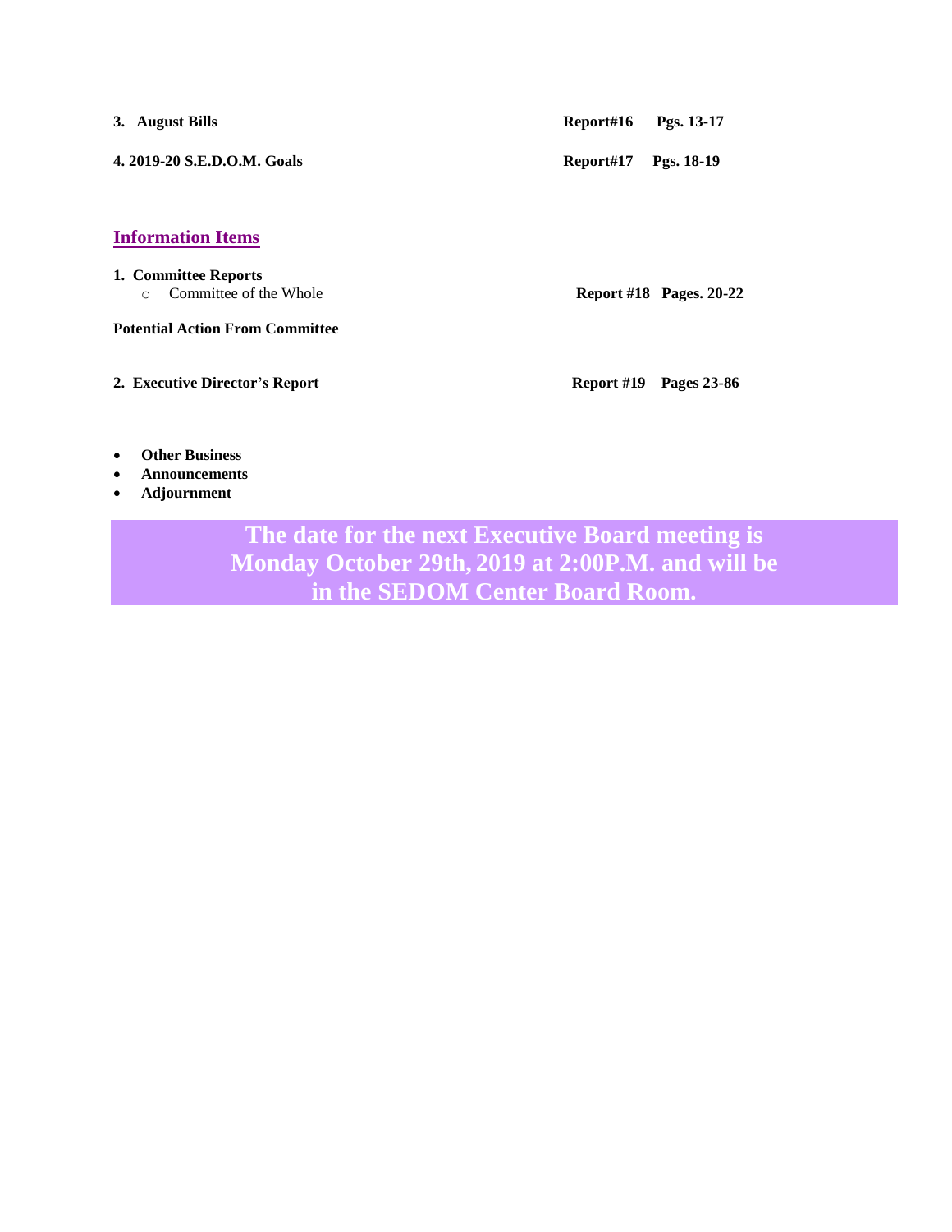**3. August Bills** **Report#16 Pgs. 13-17**

**4. 2019-20 S.E.D.O.M. Goals** **Report#17 Pgs. 18-19**

## Information Items

**1. Committee Reports**

- Committee of the Whole **Report #18 Pages. 20-22**

**Potential Action From Committee**

**2. Executive Director's Report** **Report #19 Pages 23-86**

- **Other Business**
- **Announcements**
- **Adjournment**

**The date for the next Executive Board meeting is Monday October 29th, 2019 at 2:00P.M. and will be in the SEDOM Center Board Room.**